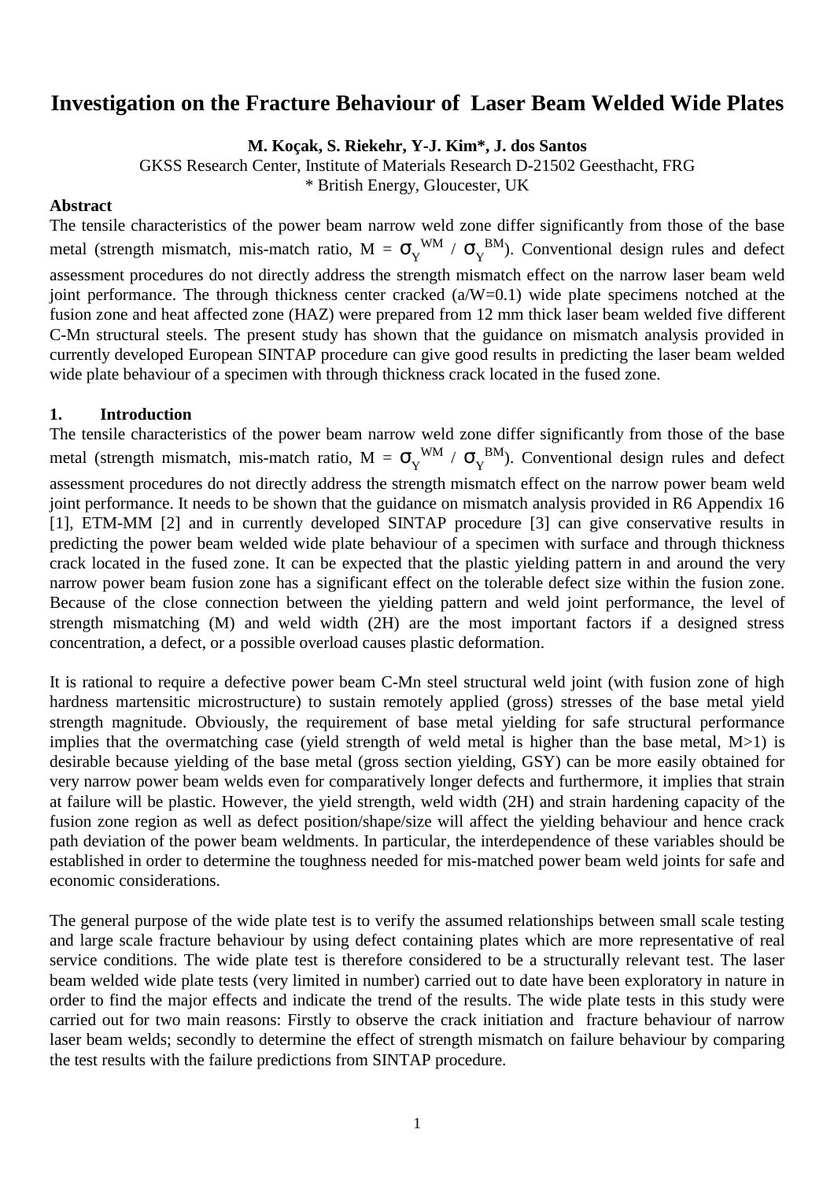# Investigation on the Fracture Behaviour of Laser Beam Welded Wide Plates

**M. Koçak, S. Riekehr, Y-J. Kim*, J. dos Santos**

GKSS Research Center, Institute of Materials Research D-21502 Geesthacht, FRG

* British Energy, Gloucester, UK

**Abstract**

The tensile characteristics of the power beam narrow weld zone differ significantly from those of the base metal (strength mismatch, mis-match ratio, M = $\sigma_Y^{WM}$ / $\sigma_Y^{BM}$). Conventional design rules and defect assessment procedures do not directly address the strength mismatch effect on the narrow laser beam weld joint performance. The through thickness center cracked (a/W=0.1) wide plate specimens notched at the fusion zone and heat affected zone (HAZ) were prepared from 12 mm thick laser beam welded five different C-Mn structural steels. The present study has shown that the guidance on mismatch analysis provided in currently developed European SINTAP procedure can give good results in predicting the laser beam welded wide plate behaviour of a specimen with through thickness crack located in the fused zone.

## 1. Introduction

The tensile characteristics of the power beam narrow weld zone differ significantly from those of the base metal (strength mismatch, mis-match ratio, M = $\sigma_Y^{WM}$ / $\sigma_Y^{BM}$). Conventional design rules and defect assessment procedures do not directly address the strength mismatch effect on the narrow power beam weld joint performance. It needs to be shown that the guidance on mismatch analysis provided in R6 Appendix 16 [1], ETM-MM [2] and in currently developed SINTAP procedure [3] can give conservative results in predicting the power beam welded wide plate behaviour of a specimen with surface and through thickness crack located in the fused zone. It can be expected that the plastic yielding pattern in and around the very narrow power beam fusion zone has a significant effect on the tolerable defect size within the fusion zone. Because of the close connection between the yielding pattern and weld joint performance, the level of strength mismatching (M) and weld width (2H) are the most important factors if a designed stress concentration, a defect, or a possible overload causes plastic deformation.

It is rational to require a defective power beam C-Mn steel structural weld joint (with fusion zone of high hardness martensitic microstructure) to sustain remotely applied (gross) stresses of the base metal yield strength magnitude. Obviously, the requirement of base metal yielding for safe structural performance implies that the overmatching case (yield strength of weld metal is higher than the base metal, M>1) is desirable because yielding of the base metal (gross section yielding, GSY) can be more easily obtained for very narrow power beam welds even for comparatively longer defects and furthermore, it implies that strain at failure will be plastic. However, the yield strength, weld width (2H) and strain hardening capacity of the fusion zone region as well as defect position/shape/size will affect the yielding behaviour and hence crack path deviation of the power beam weldments. In particular, the interdependence of these variables should be established in order to determine the toughness needed for mis-matched power beam weld joints for safe and economic considerations.

The general purpose of the wide plate test is to verify the assumed relationships between small scale testing and large scale fracture behaviour by using defect containing plates which are more representative of real service conditions. The wide plate test is therefore considered to be a structurally relevant test. The laser beam welded wide plate tests (very limited in number) carried out to date have been exploratory in nature in order to find the major effects and indicate the trend of the results. The wide plate tests in this study were carried out for two main reasons: Firstly to observe the crack initiation and fracture behaviour of narrow laser beam welds; secondly to determine the effect of strength mismatch on failure behaviour by comparing the test results with the failure predictions from SINTAP procedure.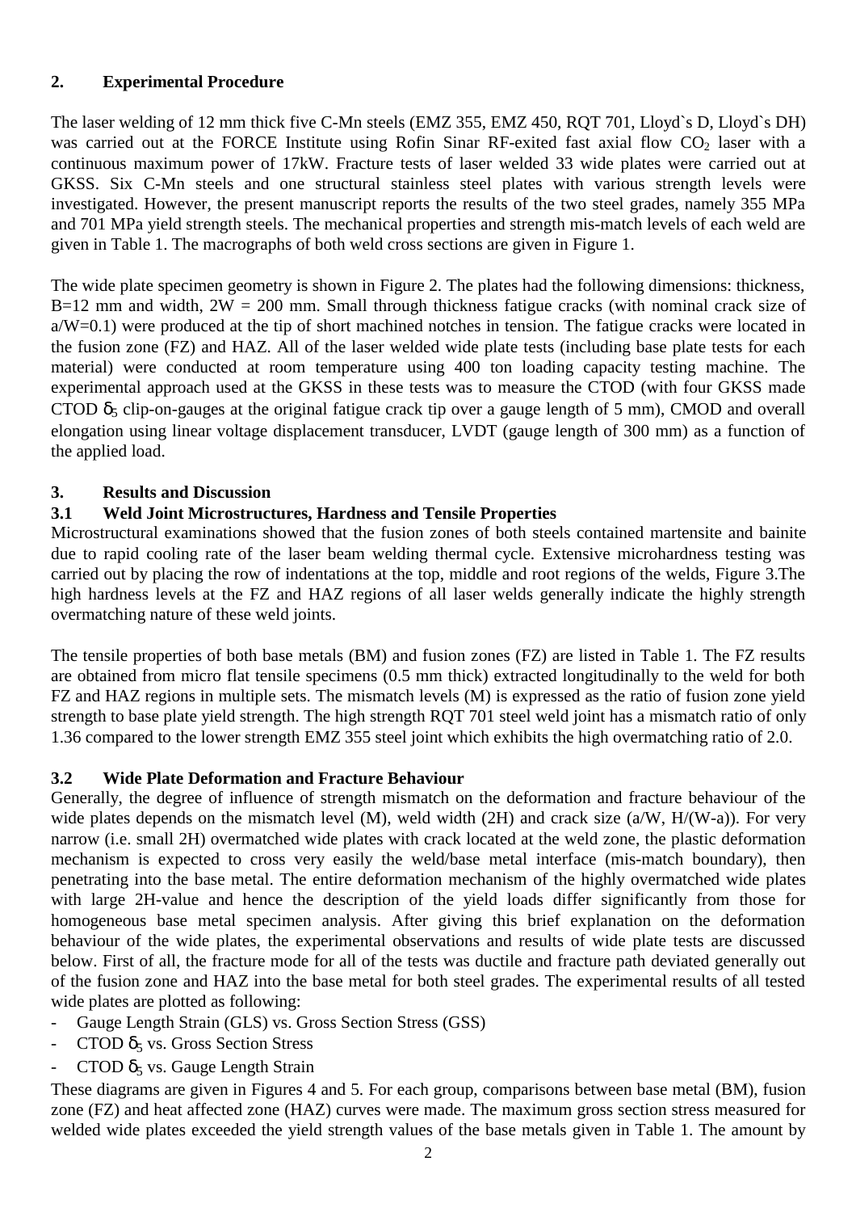## 2. Experimental Procedure

The laser welding of 12 mm thick five C-Mn steels (EMZ 355, EMZ 450, RQT 701, Lloyd`s D, Lloyd`s DH) was carried out at the FORCE Institute using Rofin Sinar RF-exited fast axial flow $CO_2$ laser with a continuous maximum power of 17kW. Fracture tests of laser welded 33 wide plates were carried out at GKSS. Six C-Mn steels and one structural stainless steel plates with various strength levels were investigated. However, the present manuscript reports the results of the two steel grades, namely 355 MPa and 701 MPa yield strength steels. The mechanical properties and strength mis-match levels of each weld are given in Table 1. The macrographs of both weld cross sections are given in Figure 1.

The wide plate specimen geometry is shown in Figure 2. The plates had the following dimensions: thickness, B=12 mm and width, 2W = 200 mm. Small through thickness fatigue cracks (with nominal crack size of a/W=0.1) were produced at the tip of short machined notches in tension. The fatigue cracks were located in the fusion zone (FZ) and HAZ. All of the laser welded wide plate tests (including base plate tests for each material) were conducted at room temperature using 400 ton loading capacity testing machine. The experimental approach used at the GKSS in these tests was to measure the CTOD (with four GKSS made CTOD $\delta_5$ clip-on-gauges at the original fatigue crack tip over a gauge length of 5 mm), CMOD and overall elongation using linear voltage displacement transducer, LVDT (gauge length of 300 mm) as a function of the applied load.

## 3. Results and Discussion

### 3.1 Weld Joint Microstructures, Hardness and Tensile Properties

Microstructural examinations showed that the fusion zones of both steels contained martensite and bainite due to rapid cooling rate of the laser beam welding thermal cycle. Extensive microhardness testing was carried out by placing the row of indentations at the top, middle and root regions of the welds, Figure 3.The high hardness levels at the FZ and HAZ regions of all laser welds generally indicate the highly strength overmatching nature of these weld joints.

The tensile properties of both base metals (BM) and fusion zones (FZ) are listed in Table 1. The FZ results are obtained from micro flat tensile specimens (0.5 mm thick) extracted longitudinally to the weld for both FZ and HAZ regions in multiple sets. The mismatch levels (M) is expressed as the ratio of fusion zone yield strength to base plate yield strength. The high strength RQT 701 steel weld joint has a mismatch ratio of only 1.36 compared to the lower strength EMZ 355 steel joint which exhibits the high overmatching ratio of 2.0.

### 3.2 Wide Plate Deformation and Fracture Behaviour

Generally, the degree of influence of strength mismatch on the deformation and fracture behaviour of the wide plates depends on the mismatch level (M), weld width (2H) and crack size (a/W, H/(W-a)). For very narrow (i.e. small 2H) overmatched wide plates with crack located at the weld zone, the plastic deformation mechanism is expected to cross very easily the weld/base metal interface (mis-match boundary), then penetrating into the base metal. The entire deformation mechanism of the highly overmatched wide plates with large 2H-value and hence the description of the yield loads differ significantly from those for homogeneous base metal specimen analysis. After giving this brief explanation on the deformation behaviour of the wide plates, the experimental observations and results of wide plate tests are discussed below. First of all, the fracture mode for all of the tests was ductile and fracture path deviated generally out of the fusion zone and HAZ into the base metal for both steel grades. The experimental results of all tested wide plates are plotted as following:

- Gauge Length Strain (GLS) vs. Gross Section Stress (GSS)
- CTOD $\delta_5$ vs. Gross Section Stress
- CTOD $\delta_5$ vs. Gauge Length Strain

These diagrams are given in Figures 4 and 5. For each group, comparisons between base metal (BM), fusion zone (FZ) and heat affected zone (HAZ) curves were made. The maximum gross section stress measured for welded wide plates exceeded the yield strength values of the base metals given in Table 1. The amount by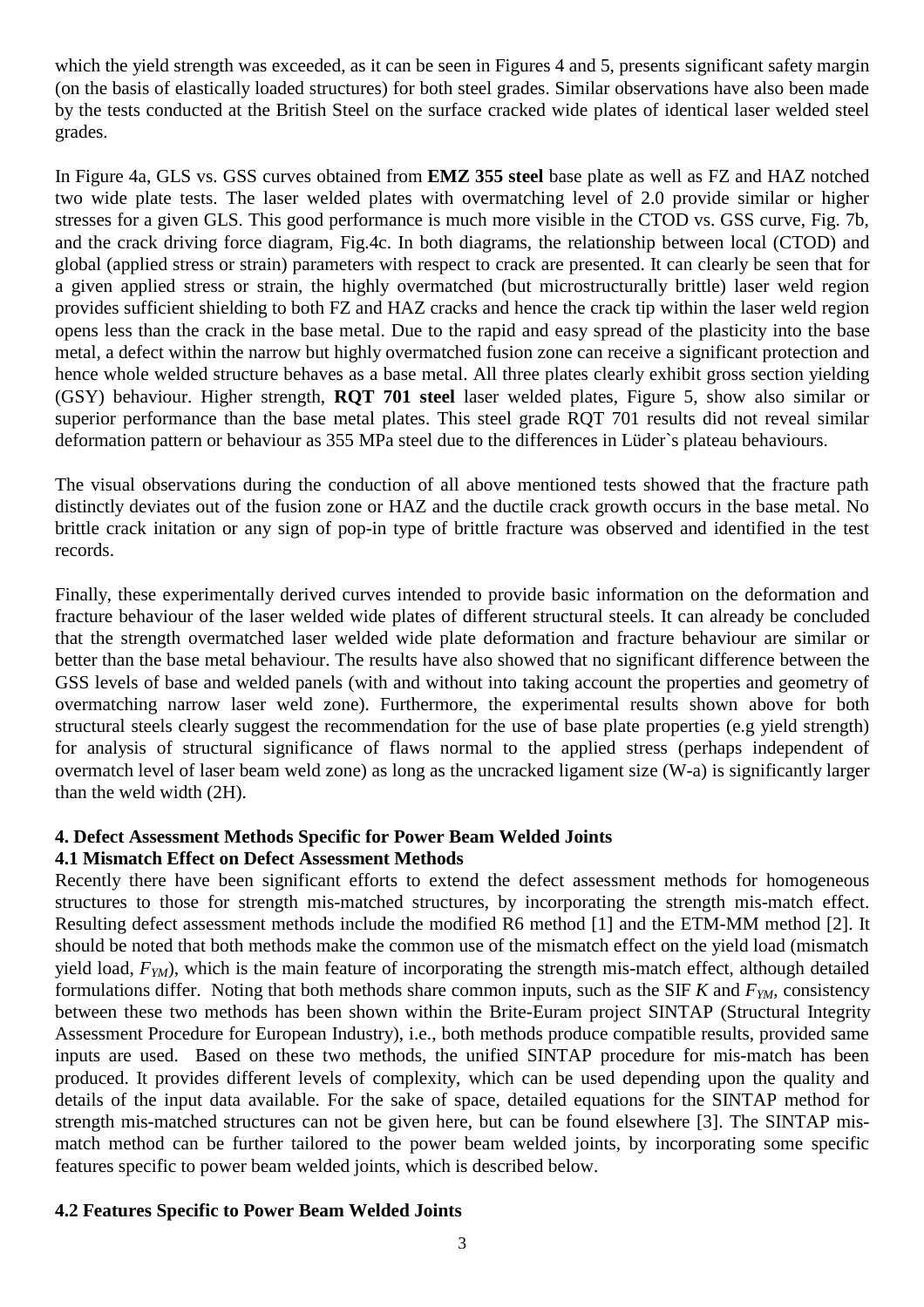which the yield strength was exceeded, as it can be seen in Figures 4 and 5, presents significant safety margin (on the basis of elastically loaded structures) for both steel grades. Similar observations have also been made by the tests conducted at the British Steel on the surface cracked wide plates of identical laser welded steel grades.

In Figure 4a, GLS vs. GSS curves obtained from **EMZ 355 steel** base plate as well as FZ and HAZ notched two wide plate tests. The laser welded plates with overmatching level of 2.0 provide similar or higher stresses for a given GLS. This good performance is much more visible in the CTOD vs. GSS curve, Fig. 7b, and the crack driving force diagram, Fig.4c. In both diagrams, the relationship between local (CTOD) and global (applied stress or strain) parameters with respect to crack are presented. It can clearly be seen that for a given applied stress or strain, the highly overmatched (but microstructurally brittle) laser weld region provides sufficient shielding to both FZ and HAZ cracks and hence the crack tip within the laser weld region opens less than the crack in the base metal. Due to the rapid and easy spread of the plasticity into the base metal, a defect within the narrow but highly overmatched fusion zone can receive a significant protection and hence whole welded structure behaves as a base metal. All three plates clearly exhibit gross section yielding (GSY) behaviour. Higher strength, **RQT 701 steel** laser welded plates, Figure 5, show also similar or superior performance than the base metal plates. This steel grade RQT 701 results did not reveal similar deformation pattern or behaviour as 355 MPa steel due to the differences in Lüder`s plateau behaviours.

The visual observations during the conduction of all above mentioned tests showed that the fracture path distinctly deviates out of the fusion zone or HAZ and the ductile crack growth occurs in the base metal. No brittle crack initation or any sign of pop-in type of brittle fracture was observed and identified in the test records.

Finally, these experimentally derived curves intended to provide basic information on the deformation and fracture behaviour of the laser welded wide plates of different structural steels. It can already be concluded that the strength overmatched laser welded wide plate deformation and fracture behaviour are similar or better than the base metal behaviour. The results have also showed that no significant difference between the GSS levels of base and welded panels (with and without into taking account the properties and geometry of overmatching narrow laser weld zone). Furthermore, the experimental results shown above for both structural steels clearly suggest the recommendation for the use of base plate properties (e.g yield strength) for analysis of structural significance of flaws normal to the applied stress (perhaps independent of overmatch level of laser beam weld zone) as long as the uncracked ligament size (W-a) is significantly larger than the weld width (2H).

## 4. Defect Assessment Methods Specific for Power Beam Welded Joints

### 4.1 Mismatch Effect on Defect Assessment Methods

Recently there have been significant efforts to extend the defect assessment methods for homogeneous structures to those for strength mis-matched structures, by incorporating the strength mis-match effect. Resulting defect assessment methods include the modified R6 method [1] and the ETM-MM method [2]. It should be noted that both methods make the common use of the mismatch effect on the yield load (mismatch yield load, $F_{YM}$), which is the main feature of incorporating the strength mis-match effect, although detailed formulations differ. Noting that both methods share common inputs, such as the SIF $K$ and $F_{YM}$, consistency between these two methods has been shown within the Brite-Euram project SINTAP (Structural Integrity Assessment Procedure for European Industry), i.e., both methods produce compatible results, provided same inputs are used. Based on these two methods, the unified SINTAP procedure for mis-match has been produced. It provides different levels of complexity, which can be used depending upon the quality and details of the input data available. For the sake of space, detailed equations for the SINTAP method for strength mis-matched structures can not be given here, but can be found elsewhere [3]. The SINTAP mis-match method can be further tailored to the power beam welded joints, by incorporating some specific features specific to power beam welded joints, which is described below.

### 4.2 Features Specific to Power Beam Welded Joints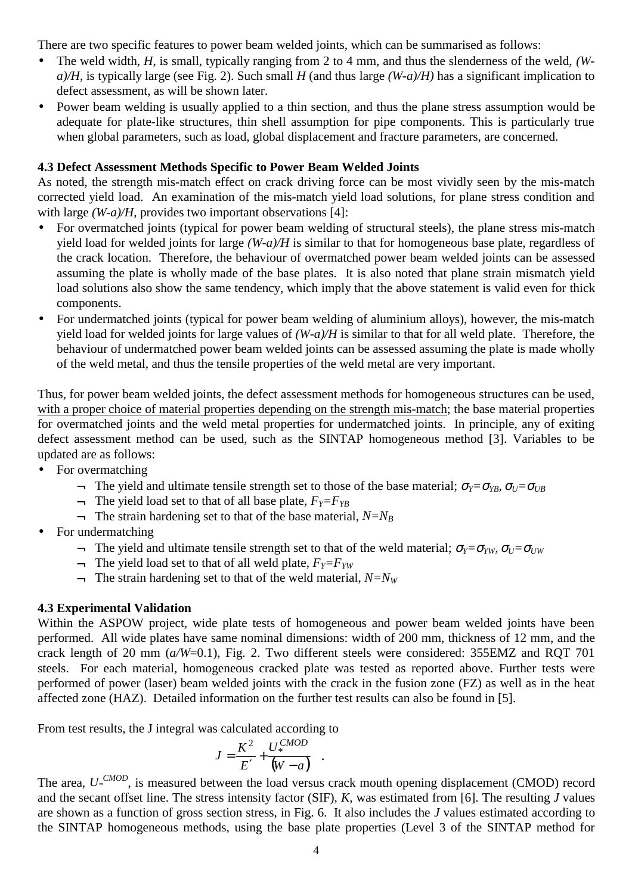There are two specific features to power beam welded joints, which can be summarised as follows:

- The weld width, $H$, is small, typically ranging from 2 to 4 mm, and thus the slenderness of the weld, $(W-a)/H$, is typically large (see Fig. 2). Such small $H$ (and thus large $(W-a)/H$) has a significant implication to defect assessment, as will be shown later.
- Power beam welding is usually applied to a thin section, and thus the plane stress assumption would be adequate for plate-like structures, thin shell assumption for pipe components. This is particularly true when global parameters, such as load, global displacement and fracture parameters, are concerned.

### 4.3 Defect Assessment Methods Specific to Power Beam Welded Joints

As noted, the strength mis-match effect on crack driving force can be most vividly seen by the mis-match corrected yield load. An examination of the mis-match yield load solutions, for plane stress condition and with large $(W-a)/H$, provides two important observations [4]:

- For overmatched joints (typical for power beam welding of structural steels), the plane stress mis-match yield load for welded joints for large $(W-a)/H$ is similar to that for homogeneous base plate, regardless of the crack location. Therefore, the behaviour of overmatched power beam welded joints can be assessed assuming the plate is wholly made of the base plates. It is also noted that plane strain mismatch yield load solutions also show the same tendency, which imply that the above statement is valid even for thick components.
- For undermatched joints (typical for power beam welding of aluminium alloys), however, the mis-match yield load for welded joints for large values of $(W-a)/H$ is similar to that for all weld plate. Therefore, the behaviour of undermatched power beam welded joints can be assessed assuming the plate is made wholly of the weld metal, and thus the tensile properties of the weld metal are very important.

Thus, for power beam welded joints, the defect assessment methods for homogeneous structures can be used, <u>with a proper choice of material properties depending on the strength mis-match</u>; the base material properties for overmatched joints and the weld metal properties for undermatched joints. In principle, any of exiting defect assessment method can be used, such as the SINTAP homogeneous method [3]. Variables to be updated are as follows:

- For overmatching
  - The yield and ultimate tensile strength set to those of the base material; $\sigma_Y=\sigma_{YB}$, $\sigma_U=\sigma_{UB}$
  - The yield load set to that of all base plate, $F_Y=F_{YB}$
  - The strain hardening set to that of the base material, $N=N_B$
- For undermatching
  - The yield and ultimate tensile strength set to that of the weld material; $\sigma_Y=\sigma_{YW}$, $\sigma_U=\sigma_{UW}$
  - The yield load set to that of all weld plate, $F_Y=F_{YW}$
  - The strain hardening set to that of the weld material, $N=N_W$

### 4.3 Experimental Validation

Within the ASPOW project, wide plate tests of homogeneous and power beam welded joints have been performed. All wide plates have same nominal dimensions: width of 200 mm, thickness of 12 mm, and the crack length of 20 mm ($a/W$=0.1), Fig. 2. Two different steels were considered: 355EMZ and RQT 701 steels. For each material, homogeneous cracked plate was tested as reported above. Further tests were performed of power (laser) beam welded joints with the crack in the fusion zone (FZ) as well as in the heat affected zone (HAZ). Detailed information on the further test results can also be found in [5].

From test results, the J integral was calculated according to

$$J = \frac{K^2}{E'} + \frac{U_*^{CMOD}}{(W-a)} \quad .$$

The area, $U_*^{CMOD}$, is measured between the load versus crack mouth opening displacement (CMOD) record and the secant offset line. The stress intensity factor (SIF), $K$, was estimated from [6]. The resulting $J$ values are shown as a function of gross section stress, in Fig. 6. It also includes the $J$ values estimated according to the SINTAP homogeneous methods, using the base plate properties (Level 3 of the SINTAP method for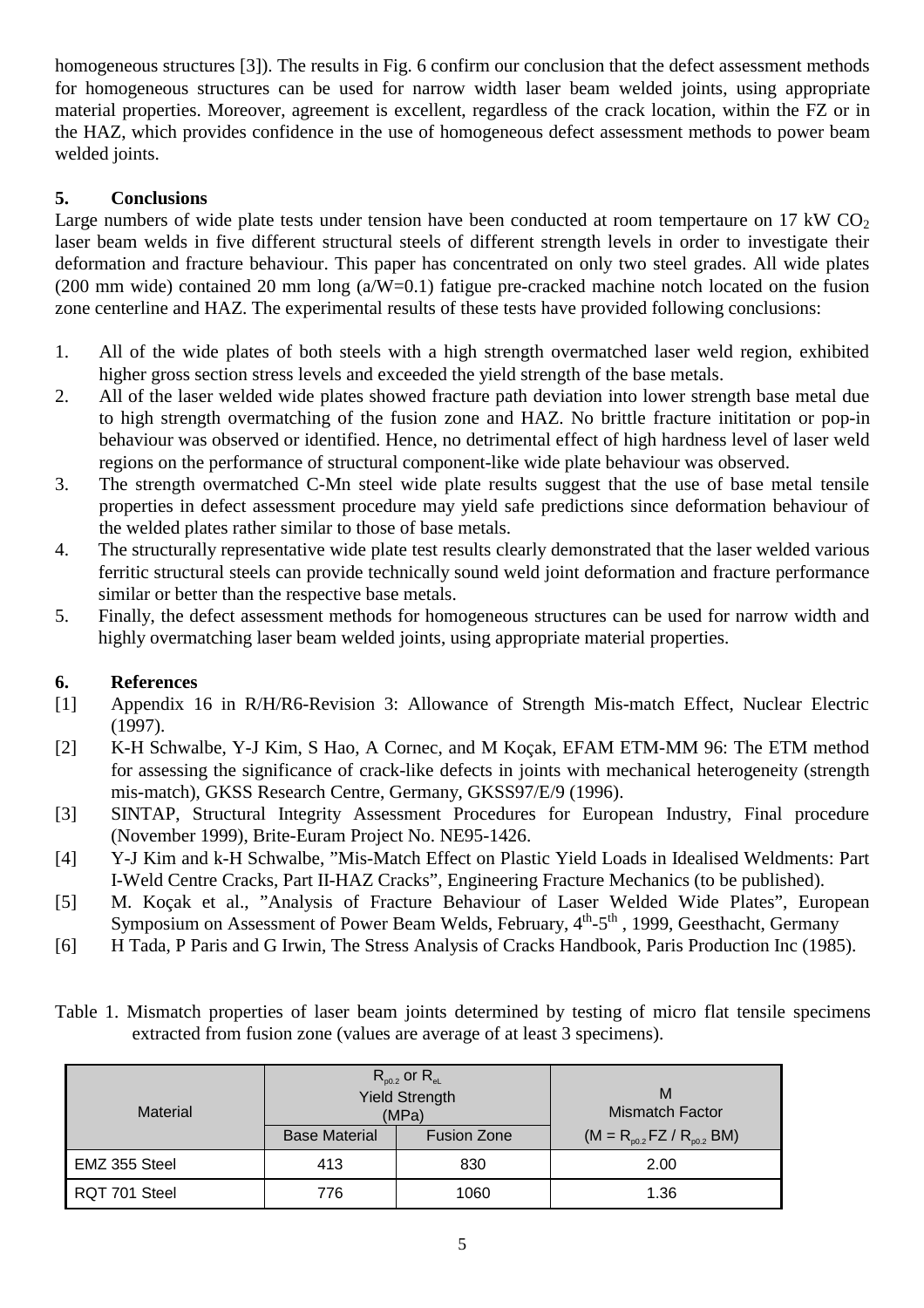homogeneous structures [3]). The results in Fig. 6 confirm our conclusion that the defect assessment methods for homogeneous structures can be used for narrow width laser beam welded joints, using appropriate material properties. Moreover, agreement is excellent, regardless of the crack location, within the FZ or in the HAZ, which provides confidence in the use of homogeneous defect assessment methods to power beam welded joints.

## 5. Conclusions

Large numbers of wide plate tests under tension have been conducted at room tempertaure on 17 kW $CO_2$ laser beam welds in five different structural steels of different strength levels in order to investigate their deformation and fracture behaviour. This paper has concentrated on only two steel grades. All wide plates (200 mm wide) contained 20 mm long (a/W=0.1) fatigue pre-cracked machine notch located on the fusion zone centerline and HAZ. The experimental results of these tests have provided following conclusions:

1. All of the wide plates of both steels with a high strength overmatched laser weld region, exhibited higher gross section stress levels and exceeded the yield strength of the base metals.
2. All of the laser welded wide plates showed fracture path deviation into lower strength base metal due to high strength overmatching of the fusion zone and HAZ. No brittle fracture inititation or pop-in behaviour was observed or identified. Hence, no detrimental effect of high hardness level of laser weld regions on the performance of structural component-like wide plate behaviour was observed.
3. The strength overmatched C-Mn steel wide plate results suggest that the use of base metal tensile properties in defect assessment procedure may yield safe predictions since deformation behaviour of the welded plates rather similar to those of base metals.
4. The structurally representative wide plate test results clearly demonstrated that the laser welded various ferritic structural steels can provide technically sound weld joint deformation and fracture performance similar or better than the respective base metals.
5. Finally, the defect assessment methods for homogeneous structures can be used for narrow width and highly overmatching laser beam welded joints, using appropriate material properties.

## 6. References

[1] Appendix 16 in R/H/R6-Revision 3: Allowance of Strength Mis-match Effect, Nuclear Electric (1997).

[2] K-H Schwalbe, Y-J Kim, S Hao, A Cornec, and M Koçak, EFAM ETM-MM 96: The ETM method for assessing the significance of crack-like defects in joints with mechanical heterogeneity (strength mis-match), GKSS Research Centre, Germany, GKSS97/E/9 (1996).

[3] SINTAP, Structural Integrity Assessment Procedures for European Industry, Final procedure (November 1999), Brite-Euram Project No. NE95-1426.

[4] Y-J Kim and k-H Schwalbe, "Mis-Match Effect on Plastic Yield Loads in Idealised Weldments: Part I-Weld Centre Cracks, Part II-HAZ Cracks", Engineering Fracture Mechanics (to be published).

[5] M. Koçak et al., "Analysis of Fracture Behaviour of Laser Welded Wide Plates", European Symposium on Assessment of Power Beam Welds, February, 4th-5th , 1999, Geesthacht, Germany

[6] H Tada, P Paris and G Irwin, The Stress Analysis of Cracks Handbook, Paris Production Inc (1985).

Table 1. Mismatch properties of laser beam joints determined by testing of micro flat tensile specimens extracted from fusion zone (values are average of at least 3 specimens).

| Material | $R_{p0.2}$ or $R_{eL}$ Yield Strength (MPa) | | M Mismatch Factor |
|---|---|---|---|
| | Base Material | Fusion Zone | ($M = R_{p0.2}$ FZ / $R_{p0.2}$ BM) |
| EMZ 355 Steel | 413 | 830 | 2.00 |
| RQT 701 Steel | 776 | 1060 | 1.36 |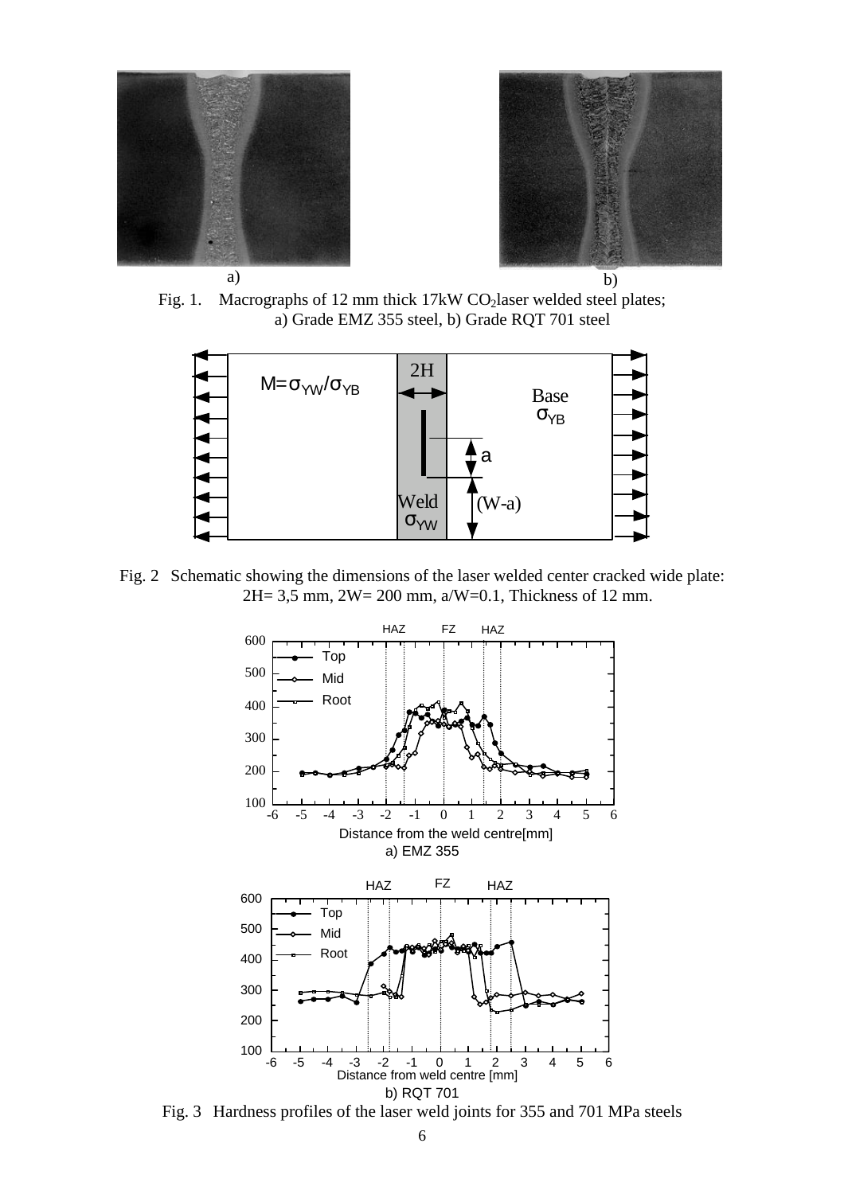a) b)

Fig. 1. Macrographs of 12 mm thick 17kW $CO_2$laser welded steel plates; a) Grade EMZ 355 steel, b) Grade RQT 701 steel

$M=\sigma_{YW}/\sigma_{YB}$

2H

Base $\sigma_{YB}$

a

Weld $\sigma_{YW}$

(W-a)

Fig. 2 Schematic showing the dimensions of the laser welded center cracked wide plate: 2H= 3,5 mm, 2W= 200 mm, a/W=0.1, Thickness of 12 mm.

a) EMZ 355

b) RQT 701

Fig. 3 Hardness profiles of the laser weld joints for 355 and 701 MPa steels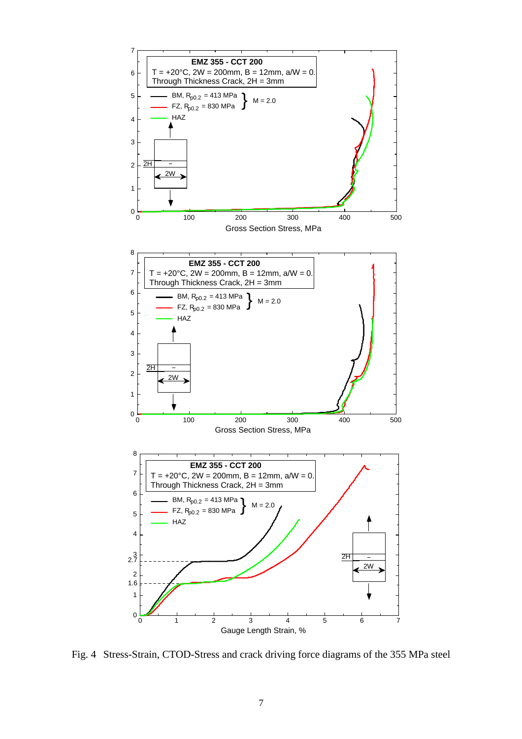Fig. 4 Stress-Strain, CTOD-Stress and crack driving force diagrams of the 355 MPa steel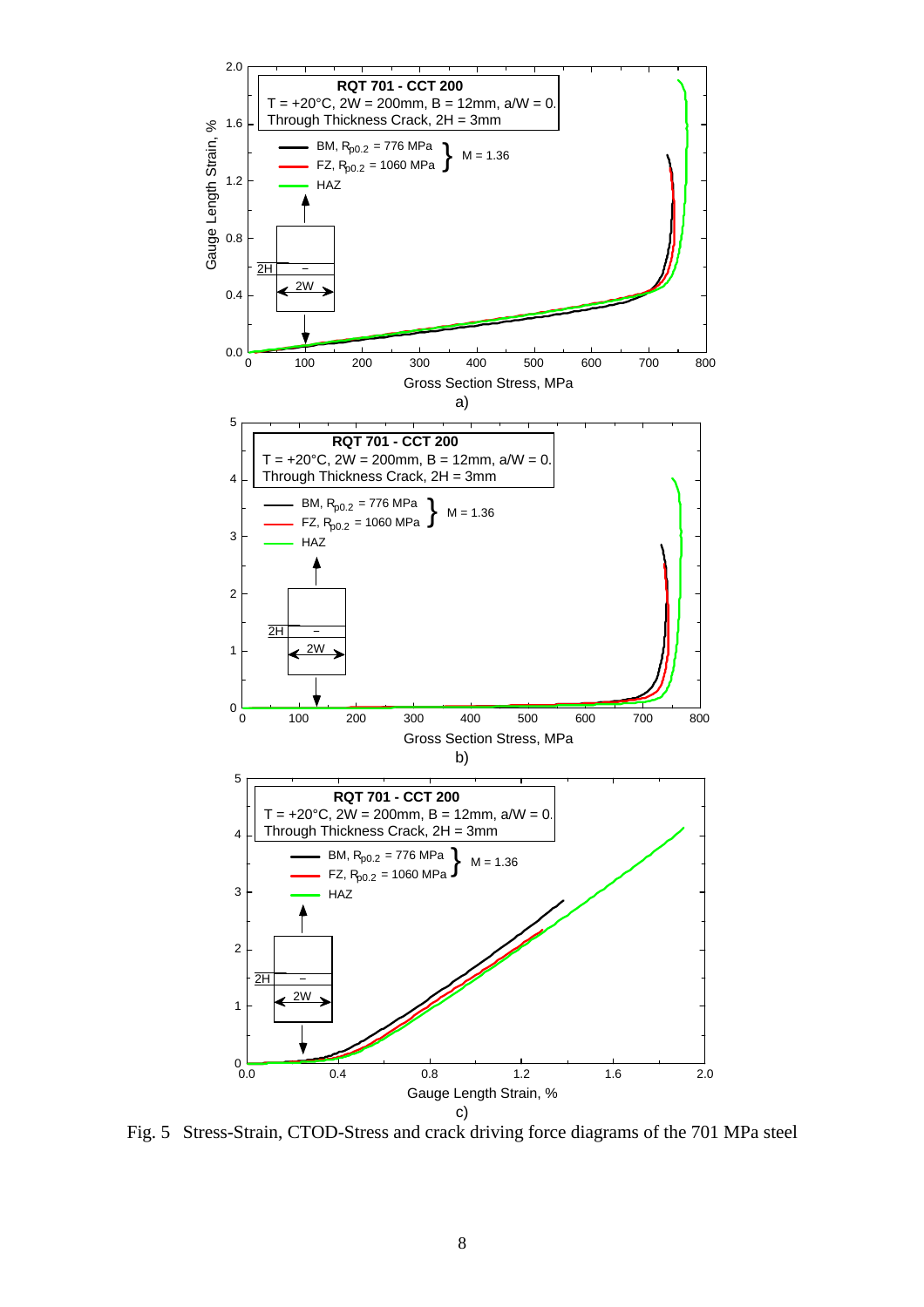Fig. 5 Stress-Strain, CTOD-Stress and crack driving force diagrams of the 701 MPa steel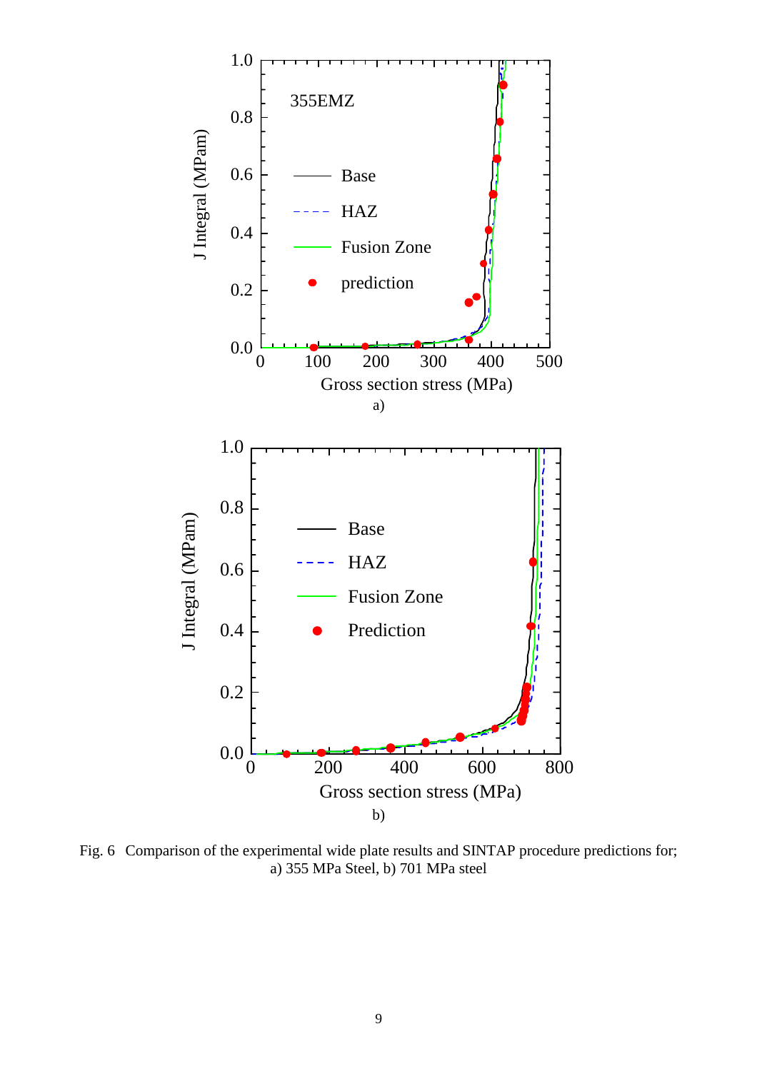355EMZ

J Integral (MPam)

Gross section stress (MPa)

Base

HAZ

Fusion Zone

prediction

0.0
0.2
0.4
0.6
0.8
1.0

0
100
200
300
400
500

a)

J Integral (MPam)

Gross section stress (MPa)

Base

HAZ

Fusion Zone

Prediction

0.0
0.2
0.4
0.6
0.8
1.0

0
200
400
600
800

b)

Fig. 6 Comparison of the experimental wide plate results and SINTAP procedure predictions for; a) 355 MPa Steel, b) 701 MPa steel